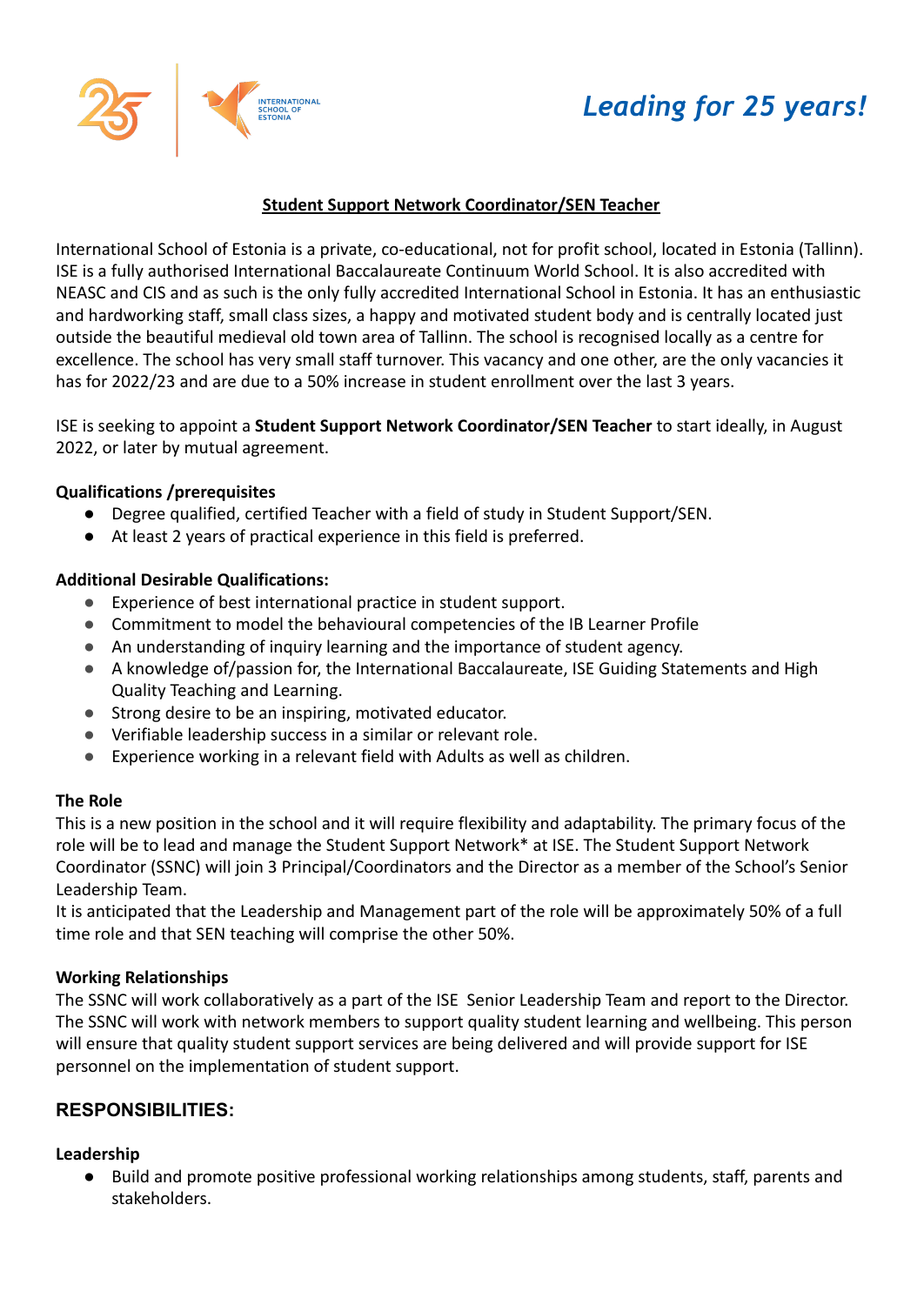*Leading for 25 years!*

## Student Support Network Coordinator/SEN Teacher

International School of Estonia is a private, co-educational, not for profit school, located in Estonia (Tallinn). ISE is a fully authorised International Baccalaureate Continuum World School. It is also accredited with NEASC and CIS and as such is the only fully accredited International School in Estonia. It has an enthusiastic and hardworking staff, small class sizes, a happy and motivated student body and is centrally located just outside the beautiful medieval old town area of Tallinn. The school is recognised locally as a centre for excellence. The school has very small staff turnover. This vacancy and one other, are the only vacancies it has for 2022/23 and are due to a 50% increase in student enrollment over the last 3 years.

ISE is seeking to appoint a **Student Support Network Coordinator/SEN Teacher** to start ideally, in August 2022, or later by mutual agreement.

**Qualifications /prerequisites**

- Degree qualified, certified Teacher with a field of study in Student Support/SEN.
- At least 2 years of practical experience in this field is preferred.

**Additional Desirable Qualifications:**

- Experience of best international practice in student support.
- Commitment to model the behavioural competencies of the IB Learner Profile
- An understanding of inquiry learning and the importance of student agency.
- A knowledge of/passion for, the International Baccalaureate, ISE Guiding Statements and High Quality Teaching and Learning.
- Strong desire to be an inspiring, motivated educator.
- Verifiable leadership success in a similar or relevant role.
- Experience working in a relevant field with Adults as well as children.

**The Role**

This is a new position in the school and it will require flexibility and adaptability. The primary focus of the role will be to lead and manage the Student Support Network* at ISE. The Student Support Network Coordinator (SSNC) will join 3 Principal/Coordinators and the Director as a member of the School's Senior Leadership Team.

It is anticipated that the Leadership and Management part of the role will be approximately 50% of a full time role and that SEN teaching will comprise the other 50%.

**Working Relationships**

The SSNC will work collaboratively as a part of the ISE Senior Leadership Team and report to the Director. The SSNC will work with network members to support quality student learning and wellbeing. This person will ensure that quality student support services are being delivered and will provide support for ISE personnel on the implementation of student support.

## RESPONSIBILITIES:

**Leadership**

- Build and promote positive professional working relationships among students, staff, parents and stakeholders.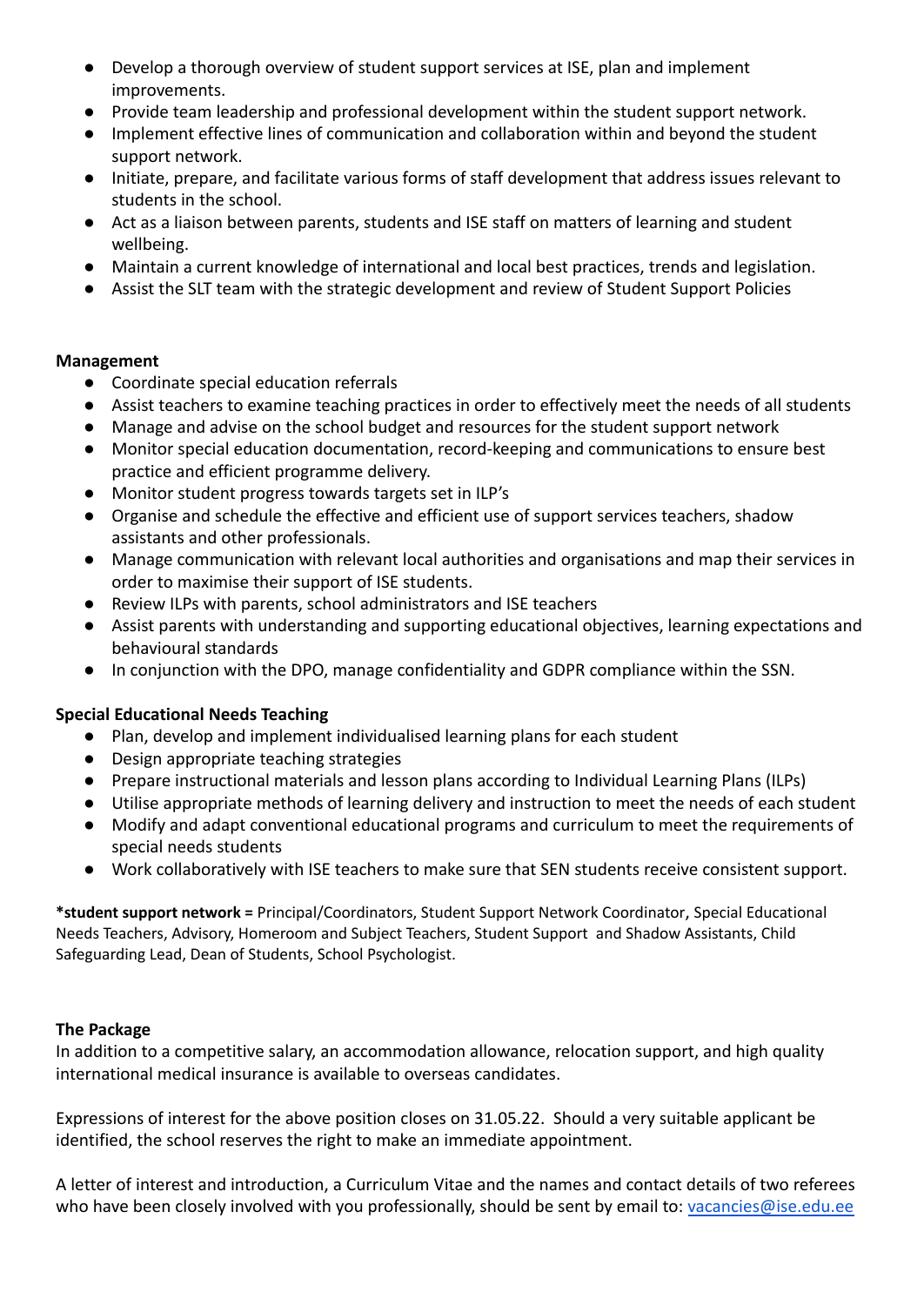- Develop a thorough overview of student support services at ISE, plan and implement improvements.
- Provide team leadership and professional development within the student support network.
- Implement effective lines of communication and collaboration within and beyond the student support network.
- Initiate, prepare, and facilitate various forms of staff development that address issues relevant to students in the school.
- Act as a liaison between parents, students and ISE staff on matters of learning and student wellbeing.
- Maintain a current knowledge of international and local best practices, trends and legislation.
- Assist the SLT team with the strategic development and review of Student Support Policies

**Management**

- Coordinate special education referrals
- Assist teachers to examine teaching practices in order to effectively meet the needs of all students
- Manage and advise on the school budget and resources for the student support network
- Monitor special education documentation, record-keeping and communications to ensure best practice and efficient programme delivery.
- Monitor student progress towards targets set in ILP's
- Organise and schedule the effective and efficient use of support services teachers, shadow assistants and other professionals.
- Manage communication with relevant local authorities and organisations and map their services in order to maximise their support of ISE students.
- Review ILPs with parents, school administrators and ISE teachers
- Assist parents with understanding and supporting educational objectives, learning expectations and behavioural standards
- In conjunction with the DPO, manage confidentiality and GDPR compliance within the SSN.

**Special Educational Needs Teaching**

- Plan, develop and implement individualised learning plans for each student
- Design appropriate teaching strategies
- Prepare instructional materials and lesson plans according to Individual Learning Plans (ILPs)
- Utilise appropriate methods of learning delivery and instruction to meet the needs of each student
- Modify and adapt conventional educational programs and curriculum to meet the requirements of special needs students
- Work collaboratively with ISE teachers to make sure that SEN students receive consistent support.

***student support network =** Principal/Coordinators, Student Support Network Coordinator, Special Educational Needs Teachers, Advisory, Homeroom and Subject Teachers, Student Support and Shadow Assistants, Child Safeguarding Lead, Dean of Students, School Psychologist.

**The Package**

In addition to a competitive salary, an accommodation allowance, relocation support, and high quality international medical insurance is available to overseas candidates.

Expressions of interest for the above position closes on 31.05.22. Should a very suitable applicant be identified, the school reserves the right to make an immediate appointment.

A letter of interest and introduction, a Curriculum Vitae and the names and contact details of two referees who have been closely involved with you professionally, should be sent by email to: vacancies@ise.edu.ee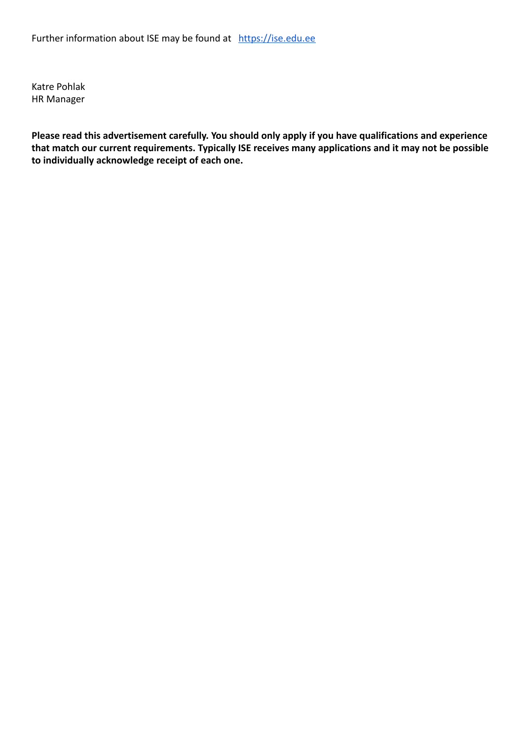Further information about ISE may be found at [https://ise.edu.ee](https://ise.edu.ee)

Katre Pohlak
HR Manager

**Please read this advertisement carefully. You should only apply if you have qualifications and experience that match our current requirements. Typically ISE receives many applications and it may not be possible to individually acknowledge receipt of each one.**